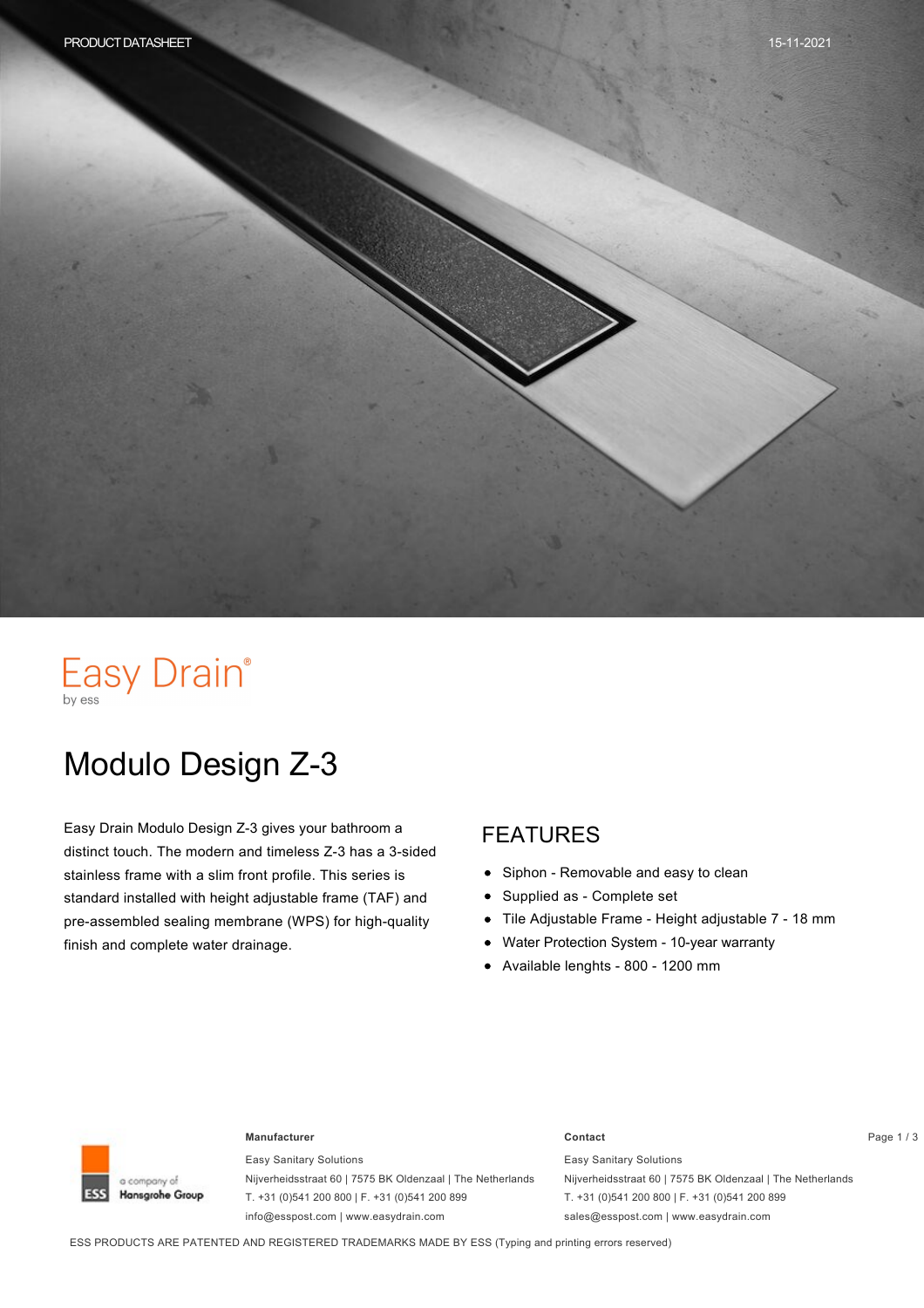PRODUCT DATASHEET

15-11-2021

Easy Drain®
by ess

# Modulo Design Z-3

Easy Drain Modulo Design Z-3 gives your bathroom a distinct touch. The modern and timeless Z-3 has a 3-sided stainless frame with a slim front profile. This series is standard installed with height adjustable frame (TAF) and pre-assembled sealing membrane (WPS) for high-quality finish and complete water drainage.

## FEATURES

- Siphon - Removable and easy to clean
- Supplied as - Complete set
- Tile Adjustable Frame - Height adjustable 7 - 18 mm
- Water Protection System - 10-year warranty
- Available lenghts - 800 - 1200 mm

a company of Hansgrohe Group

**Manufacturer**

Easy Sanitary Solutions
Nijverheidsstraat 60 | 7575 BK Oldenzaal | The Netherlands
T. +31 (0)541 200 800 | F. +31 (0)541 200 899
info@esspost.com | www.easydrain.com

**Contact**

Easy Sanitary Solutions
Nijverheidsstraat 60 | 7575 BK Oldenzaal | The Netherlands
T. +31 (0)541 200 800 | F. +31 (0)541 200 899
sales@esspost.com | www.easydrain.com

ESS PRODUCTS ARE PATENTED AND REGISTERED TRADEMARKS MADE BY ESS (Typing and printing errors reserved)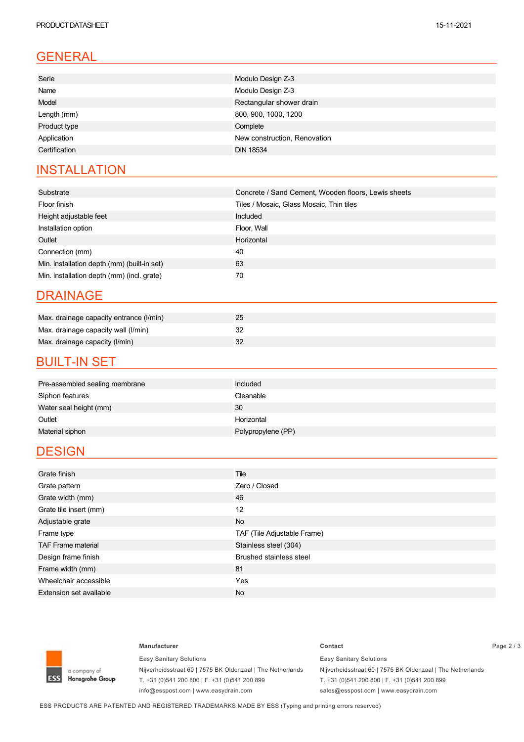## GENERAL

| | |
|---|---|
| Serie | Modulo Design Z-3 |
| Name | Modulo Design Z-3 |
| Model | Rectangular shower drain |
| Length (mm) | 800, 900, 1000, 1200 |
| Product type | Complete |
| Application | New construction, Renovation |
| Certification | DIN 18534 |

## INSTALLATION

| | |
|---|---|
| Substrate | Concrete / Sand Cement, Wooden floors, Lewis sheets |
| Floor finish | Tiles / Mosaic, Glass Mosaic, Thin tiles |
| Height adjustable feet | Included |
| Installation option | Floor, Wall |
| Outlet | Horizontal |
| Connection (mm) | 40 |
| Min. installation depth (mm) (built-in set) | 63 |
| Min. installation depth (mm) (incl. grate) | 70 |

## DRAINAGE

| | |
|---|---|
| Max. drainage capacity entrance (l/min) | 25 |
| Max. drainage capacity wall (l/min) | 32 |
| Max. drainage capacity (l/min) | 32 |

## BUILT-IN SET

| | |
|---|---|
| Pre-assembled sealing membrane | Included |
| Siphon features | Cleanable |
| Water seal height (mm) | 30 |
| Outlet | Horizontal |
| Material siphon | Polypropylene (PP) |

## DESIGN

| | |
|---|---|
| Grate finish | Tile |
| Grate pattern | Zero / Closed |
| Grate width (mm) | 46 |
| Grate tile insert (mm) | 12 |
| Adjustable grate | No |
| Frame type | TAF (Tile Adjustable Frame) |
| TAF Frame material | Stainless steel (304) |
| Design frame finish | Brushed stainless steel |
| Frame width (mm) | 81 |
| Wheelchair accessible | Yes |
| Extension set available | No |

**Manufacturer**

Easy Sanitary Solutions
Nijverheidsstraat 60 | 7575 BK Oldenzaal | The Netherlands
T. +31 (0)541 200 800 | F. +31 (0)541 200 899
info@esspost.com | www.easydrain.com

**Contact**

Easy Sanitary Solutions
Nijverheidsstraat 60 | 7575 BK Oldenzaal | The Netherlands
T. +31 (0)541 200 800 | F. +31 (0)541 200 899
sales@esspost.com | www.easydrain.com

ESS PRODUCTS ARE PATENTED AND REGISTERED TRADEMARKS MADE BY ESS (Typing and printing errors reserved)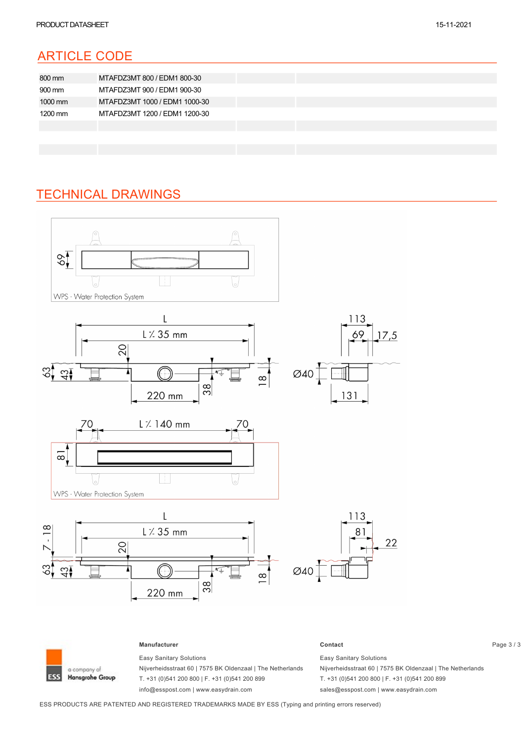## ARTICLE CODE

| | | | |
|---|---|---|---|
| 800 mm | MTAFDZ3MT 800 / EDM1 800-30 | | |
| 900 mm | MTAFDZ3MT 900 / EDM1 900-30 | | |
| 1000 mm | MTAFDZ3MT 1000 / EDM1 1000-30 | | |
| 1200 mm | MTAFDZ3MT 1200 / EDM1 1200-30 | | |
| | | | |
| | | | |

## TECHNICAL DRAWINGS

69

WPS - Water Protection System

L

L ⁄ 35 mm

20

63

43

220 mm

38

18

113

69

17,5

Ø40

131

70

L ⁄ 140 mm

70

81

WPS - Water Protection System

L

L ⁄ 35 mm

7 - 18

20

63

43

220 mm

38

18

113

81

22

Ø40

a company of Hansgrohe Group

**Manufacturer**

Easy Sanitary Solutions
Nijverheidsstraat 60 | 7575 BK Oldenzaal | The Netherlands
T. +31 (0)541 200 800 | F. +31 (0)541 200 899
info@esspost.com | www.easydrain.com

**Contact**

Easy Sanitary Solutions
Nijverheidsstraat 60 | 7575 BK Oldenzaal | The Netherlands
T. +31 (0)541 200 800 | F. +31 (0)541 200 899
sales@esspost.com | www.easydrain.com

ESS PRODUCTS ARE PATENTED AND REGISTERED TRADEMARKS MADE BY ESS (Typing and printing errors reserved)